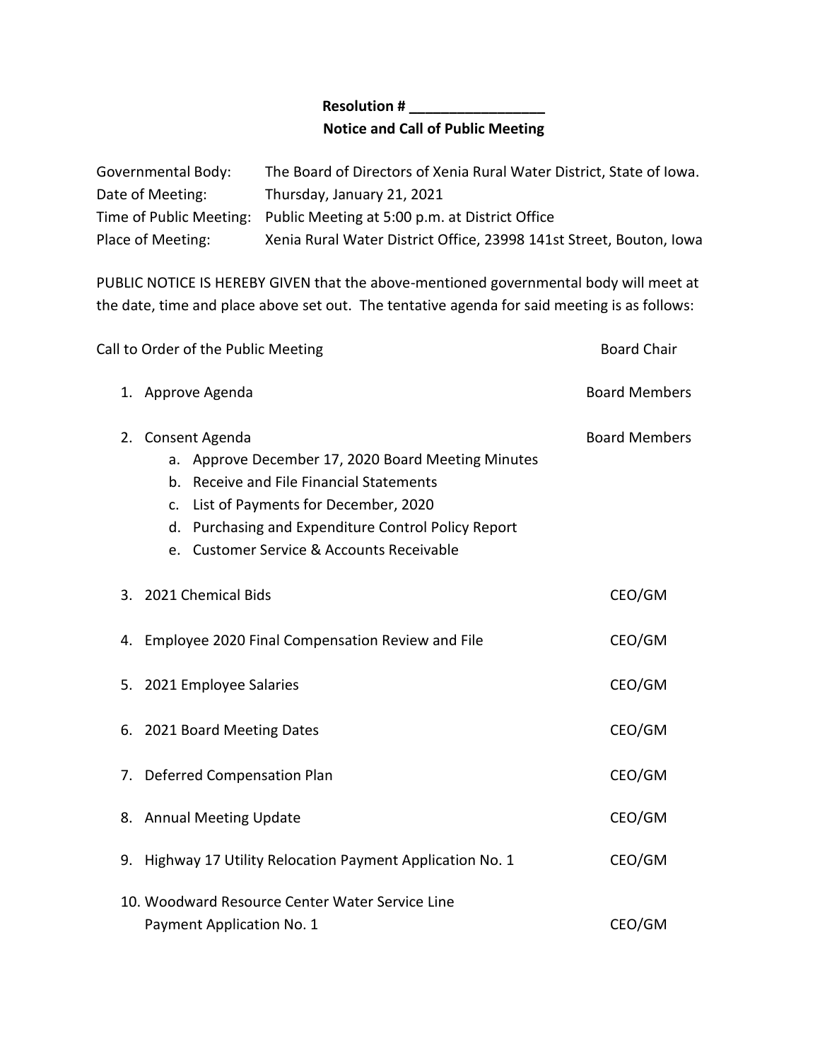**Resolution # _________________**

**Notice and Call of Public Meeting**

Governmental Body: The Board of Directors of Xenia Rural Water District, State of Iowa.
Date of Meeting: Thursday, January 21, 2021
Time of Public Meeting: Public Meeting at 5:00 p.m. at District Office
Place of Meeting: Xenia Rural Water District Office, 23998 141st Street, Bouton, Iowa

PUBLIC NOTICE IS HEREBY GIVEN that the above-mentioned governmental body will meet at the date, time and place above set out. The tentative agenda for said meeting is as follows:

Call to Order of the Public Meeting — Board Chair

1. Approve Agenda — Board Members
2. Consent Agenda — Board Members
   a. Approve December 17, 2020 Board Meeting Minutes
   b. Receive and File Financial Statements
   c. List of Payments for December, 2020
   d. Purchasing and Expenditure Control Policy Report
   e. Customer Service & Accounts Receivable
3. 2021 Chemical Bids — CEO/GM
4. Employee 2020 Final Compensation Review and File — CEO/GM
5. 2021 Employee Salaries — CEO/GM
6. 2021 Board Meeting Dates — CEO/GM
7. Deferred Compensation Plan — CEO/GM
8. Annual Meeting Update — CEO/GM
9. Highway 17 Utility Relocation Payment Application No. 1 — CEO/GM
10. Woodward Resource Center Water Service Line Payment Application No. 1 — CEO/GM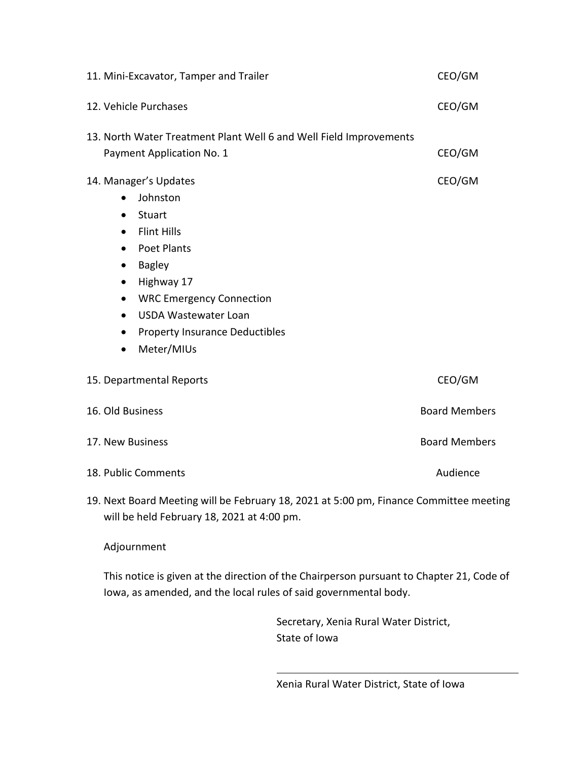11. Mini-Excavator, Tamper and Trailer CEO/GM

12. Vehicle Purchases CEO/GM

13. North Water Treatment Plant Well 6 and Well Field Improvements Payment Application No. 1 CEO/GM

14. Manager's Updates CEO/GM
    - Johnston
    - Stuart
    - Flint Hills
    - Poet Plants
    - Bagley
    - Highway 17
    - WRC Emergency Connection
    - USDA Wastewater Loan
    - Property Insurance Deductibles
    - Meter/MIUs

15. Departmental Reports CEO/GM

16. Old Business Board Members

17. New Business Board Members

18. Public Comments Audience

19. Next Board Meeting will be February 18, 2021 at 5:00 pm, Finance Committee meeting will be held February 18, 2021 at 4:00 pm.

Adjournment

This notice is given at the direction of the Chairperson pursuant to Chapter 21, Code of Iowa, as amended, and the local rules of said governmental body.

Secretary, Xenia Rural Water District,
State of Iowa

\_\_\_\_\_\_\_\_\_\_\_\_\_\_\_\_\_\_\_\_\_\_\_\_\_\_\_\_\_\_\_\_\_\_\_\_

Xenia Rural Water District, State of Iowa